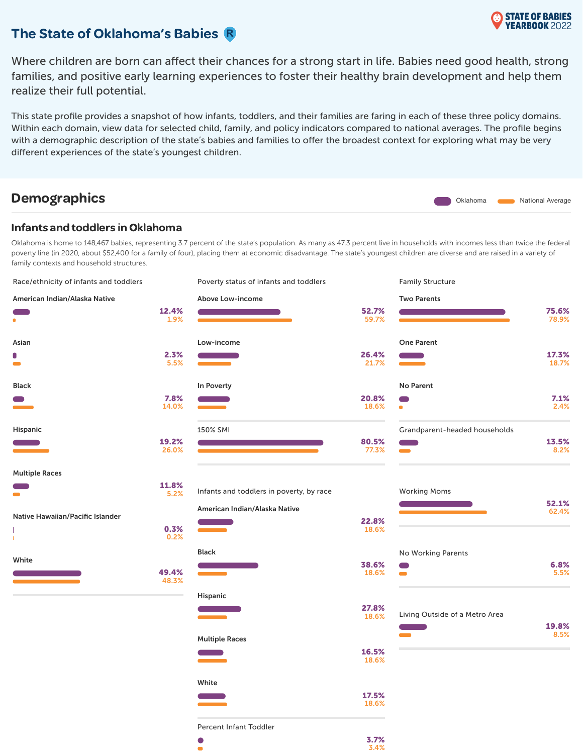# The State of Oklahoma's Babies

STATE OF BABIES YEARBOOK 2022

Where children are born can affect their chances for a strong start in life. Babies need good health, strong families, and positive early learning experiences to foster their healthy brain development and help them realize their full potential.

This state profile provides a snapshot of how infants, toddlers, and their families are faring in each of these three policy domains. Within each domain, view data for selected child, family, and policy indicators compared to national averages. The profile begins with a demographic description of the state's babies and families to offer the broadest context for exploring what may be very different experiences of the state's youngest children.

## Demographics

### Infants and toddlers in Oklahoma

Oklahoma is home to 148,467 babies, representing 3.7 percent of the state's population. As many as 47.3 percent live in households with incomes less than twice the federal poverty line (in 2020, about $52,400 for a family of four), placing them at economic disadvantage. The state's youngest children are diverse and are raised in a variety of family contexts and household structures.

**Race/ethnicity of infants and toddlers**

| Indicator | Oklahoma | National Average |
| --- | --- | --- |
| American Indian/Alaska Native | 12.4% | 1.9% |
| Asian | 2.3% | 5.5% |
| Black | 7.8% | 14.0% |
| Hispanic | 19.2% | 26.0% |
| Multiple Races | 11.8% | 5.2% |
| Native Hawaiian/Pacific Islander | 0.3% | 0.2% |
| White | 49.4% | 48.3% |

**Poverty status of infants and toddlers**

| Indicator | Oklahoma | National Average |
| --- | --- | --- |
| Above Low-income | 52.7% | 59.7% |
| Low-income | 26.4% | 21.7% |
| In Poverty | 20.8% | 18.6% |
| 150% SMI | 80.5% | 77.3% |

**Infants and toddlers in poverty, by race**

| Indicator | Oklahoma | National Average |
| --- | --- | --- |
| American Indian/Alaska Native | 22.8% | 18.6% |
| Black | 38.6% | 18.6% |
| Hispanic | 27.8% | 18.6% |
| Multiple Races | 16.5% | 18.6% |
| White | 17.5% | 18.6% |
| Percent Infant Toddler | 3.7% | 3.4% |

**Family Structure**

| Indicator | Oklahoma | National Average |
| --- | --- | --- |
| Two Parents | 75.6% | 78.9% |
| One Parent | 17.3% | 18.7% |
| No Parent | 7.1% | 2.4% |
| Grandparent-headed households | 13.5% | 8.2% |
| Working Moms | 52.1% | 62.4% |
| No Working Parents | 6.8% | 5.5% |
| Living Outside of a Metro Area | 19.8% | 8.5% |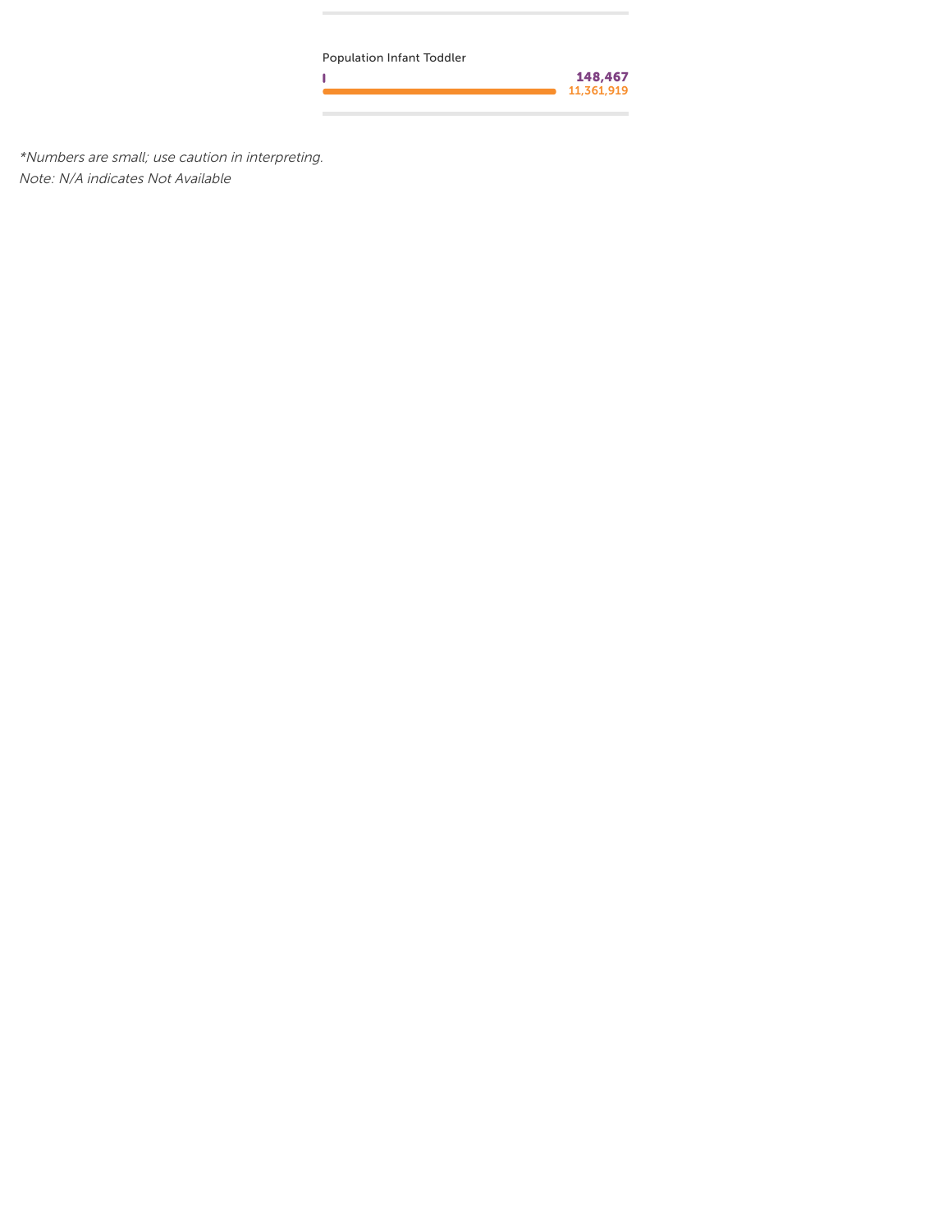Population Infant Toddler

148,467

11,361,919

*Numbers are small; use caution in interpreting.

Note: N/A indicates Not Available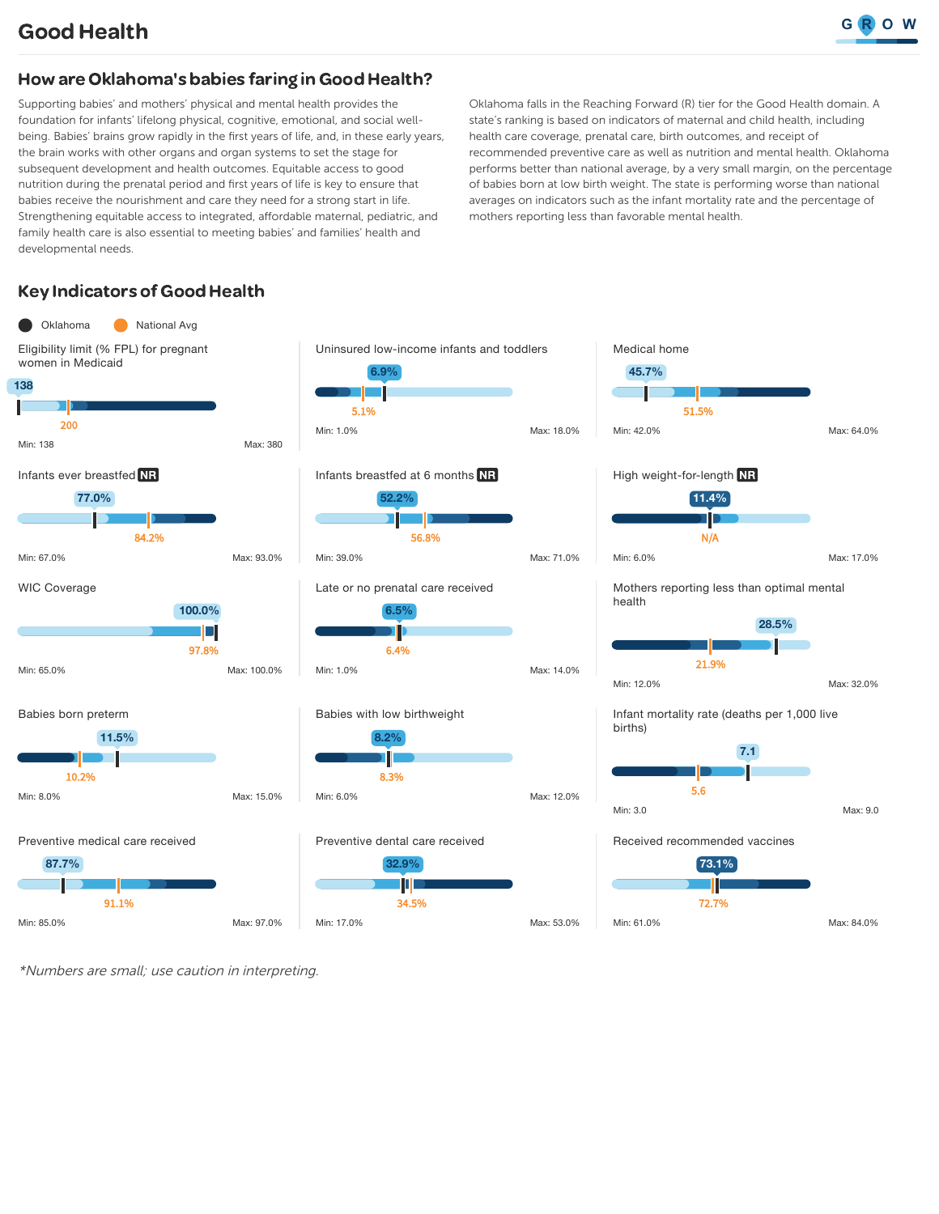# Good Health

## How are Oklahoma's babies faring in Good Health?

Supporting babies' and mothers' physical and mental health provides the foundation for infants' lifelong physical, cognitive, emotional, and social well-being. Babies' brains grow rapidly in the first years of life, and, in these early years, the brain works with other organs and organ systems to set the stage for subsequent development and health outcomes. Equitable access to good nutrition during the prenatal period and first years of life is key to ensure that babies receive the nourishment and care they need for a strong start in life. Strengthening equitable access to integrated, affordable maternal, pediatric, and family health care is also essential to meeting babies' and families' health and developmental needs.

Oklahoma falls in the Reaching Forward (R) tier for the Good Health domain. A state's ranking is based on indicators of maternal and child health, including health care coverage, prenatal care, birth outcomes, and receipt of recommended preventive care as well as nutrition and mental health. Oklahoma performs better than national average, by a very small margin, on the percentage of babies born at low birth weight. The state is performing worse than national averages on indicators such as the infant mortality rate and the percentage of mothers reporting less than favorable mental health.

## Key Indicators of Good Health

| Indicator | Oklahoma | National Avg | Min | Max |
|---|---|---|---|---|
| Eligibility limit (% FPL) for pregnant women in Medicaid | 138 | 200 | 138 | 380 |
| Uninsured low-income infants and toddlers | 6.9% | 5.1% | 1.0% | 18.0% |
| Medical home | 45.7% | 51.5% | 42.0% | 64.0% |
| Infants ever breastfed NR | 77.0% | 84.2% | 67.0% | 93.0% |
| Infants breastfed at 6 months NR | 52.2% | 56.8% | 39.0% | 71.0% |
| High weight-for-length NR | 11.4% | N/A | 6.0% | 17.0% |
| WIC Coverage | 100.0% | 97.8% | 65.0% | 100.0% |
| Late or no prenatal care received | 6.5% | 6.4% | 1.0% | 14.0% |
| Mothers reporting less than optimal mental health | 28.5% | 21.9% | 12.0% | 32.0% |
| Babies born preterm | 11.5% | 10.2% | 8.0% | 15.0% |
| Babies with low birthweight | 8.2% | 8.3% | 6.0% | 12.0% |
| Infant mortality rate (deaths per 1,000 live births) | 7.1 | 5.6 | 3.0 | 9.0 |
| Preventive medical care received | 87.7% | 91.1% | 85.0% | 97.0% |
| Preventive dental care received | 32.9% | 34.5% | 17.0% | 53.0% |
| Received recommended vaccines | 73.1% | 72.7% | 61.0% | 84.0% |

*Numbers are small; use caution in interpreting.*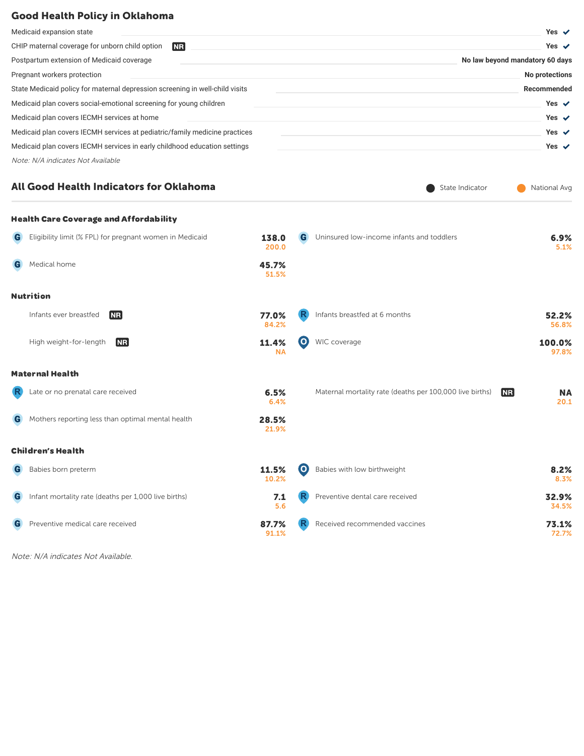## Good Health Policy in Oklahoma

| Policy | Status |
|---|---|
| Medicaid expansion state | Yes ✓ |
| CHIP maternal coverage for unborn child option NR | Yes ✓ |
| Postpartum extension of Medicaid coverage | No law beyond mandatory 60 days |
| Pregnant workers protection | No protections |
| State Medicaid policy for maternal depression screening in well-child visits | Recommended |
| Medicaid plan covers social-emotional screening for young children | Yes ✓ |
| Medicaid plan covers IECMH services at home | Yes ✓ |
| Medicaid plan covers IECMH services at pediatric/family medicine practices | Yes ✓ |
| Medicaid plan covers IECMH services in early childhood education settings | Yes ✓ |

*Note: N/A indicates Not Available*

## All Good Health Indicators for Oklahoma

State Indicator / National Avg

### Health Care Coverage and Affordability

| Indicator | State Indicator | National Avg |
|---|---|---|
| G Eligibility limit (% FPL) for pregnant women in Medicaid | 138.0 | 200.0 |
| G Medical home | 45.7% | 51.5% |
| G Uninsured low-income infants and toddlers | 6.9% | 5.1% |

### Nutrition

| Indicator | State Indicator | National Avg |
|---|---|---|
| Infants ever breastfed NR | 77.0% | 84.2% |
| High weight-for-length NR | 11.4% | NA |
| R Infants breastfed at 6 months | 52.2% | 56.8% |
| O WIC coverage | 100.0% | 97.8% |

### Maternal Health

| Indicator | State Indicator | National Avg |
|---|---|---|
| R Late or no prenatal care received | 6.5% | 6.4% |
| G Mothers reporting less than optimal mental health | 28.5% | 21.9% |
| Maternal mortality rate (deaths per 100,000 live births) NR | NA | 20.1 |

### Children's Health

| Indicator | State Indicator | National Avg |
|---|---|---|
| G Babies born preterm | 11.5% | 10.2% |
| G Infant mortality rate (deaths per 1,000 live births) | 7.1 | 5.6 |
| G Preventive medical care received | 87.7% | 91.1% |
| O Babies with low birthweight | 8.2% | 8.3% |
| R Preventive dental care received | 32.9% | 34.5% |
| R Received recommended vaccines | 73.1% | 72.7% |

*Note: N/A indicates Not Available.*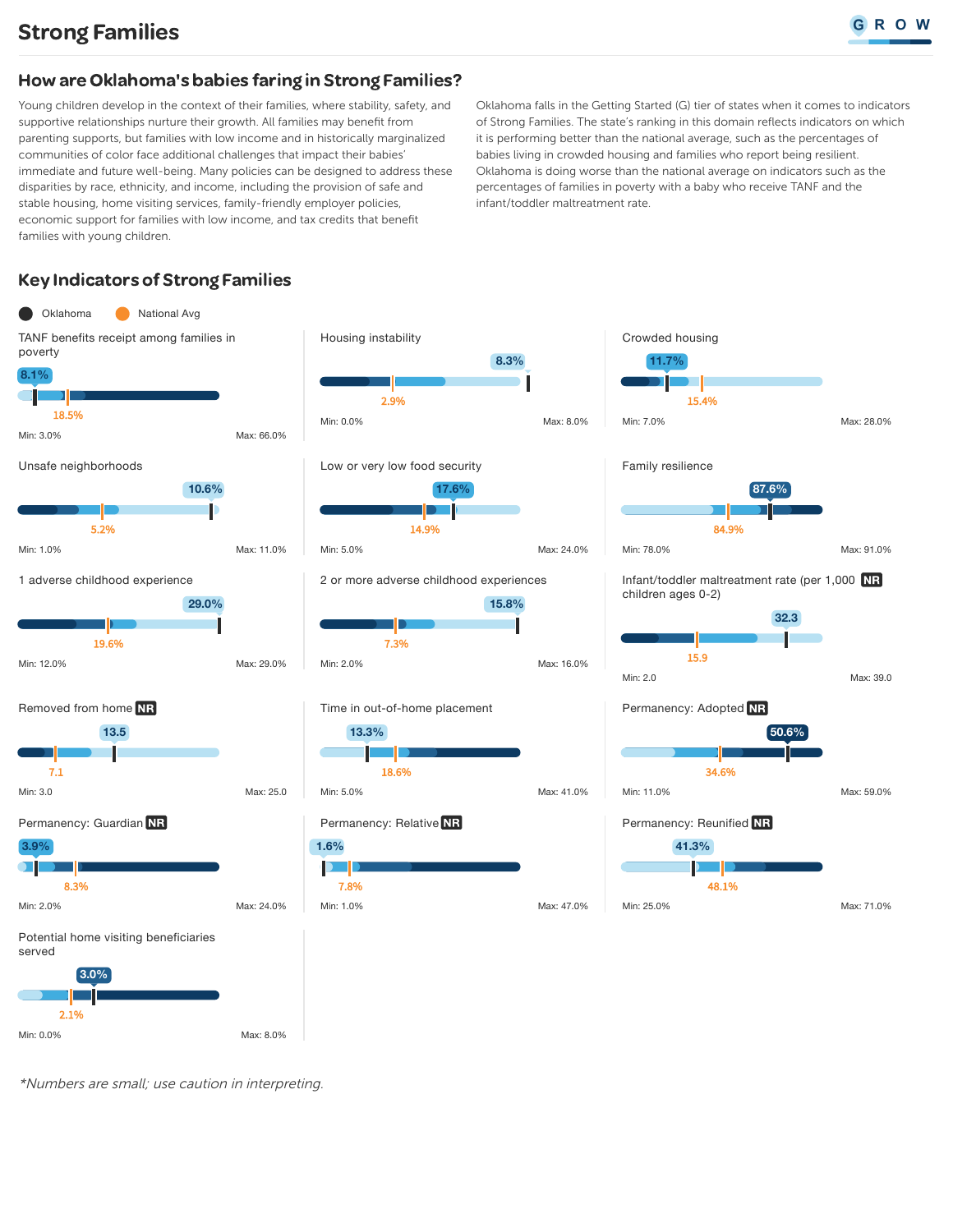# Strong Families

## How are Oklahoma's babies faring in Strong Families?

Young children develop in the context of their families, where stability, safety, and supportive relationships nurture their growth. All families may benefit from parenting supports, but families with low income and in historically marginalized communities of color face additional challenges that impact their babies' immediate and future well-being. Many policies can be designed to address these disparities by race, ethnicity, and income, including the provision of safe and stable housing, home visiting services, family-friendly employer policies, economic support for families with low income, and tax credits that benefit families with young children.

Oklahoma falls in the Getting Started (G) tier of states when it comes to indicators of Strong Families. The state's ranking in this domain reflects indicators on which it is performing better than the national average, such as the percentages of babies living in crowded housing and families who report being resilient. Oklahoma is doing worse than the national average on indicators such as the percentages of families in poverty with a baby who receive TANF and the infant/toddler maltreatment rate.

## Key Indicators of Strong Families

| Indicator | Oklahoma | National Avg | Min | Max |
|---|---|---|---|---|
| TANF benefits receipt among families in poverty | 8.1% | 18.5% | 3.0% | 66.0% |
| Housing instability | 8.3% | 2.9% | 0.0% | 8.0% |
| Crowded housing | 11.7% | 15.4% | 7.0% | 28.0% |
| Unsafe neighborhoods | 10.6% | 5.2% | 1.0% | 11.0% |
| Low or very low food security | 17.6% | 14.9% | 5.0% | 24.0% |
| Family resilience | 87.6% | 84.9% | 78.0% | 91.0% |
| 1 adverse childhood experience | 29.0% | 19.6% | 12.0% | 29.0% |
| 2 or more adverse childhood experiences | 15.8% | 7.3% | 2.0% | 16.0% |
| Infant/toddler maltreatment rate (per 1,000 children ages 0-2) NR | 32.3 | 15.9 | 2.0 | 39.0 |
| Removed from home NR | 13.5 | 7.1 | 3.0 | 25.0 |
| Time in out-of-home placement | 13.3% | 18.6% | 5.0% | 41.0% |
| Permanency: Adopted NR | 50.6% | 34.6% | 11.0% | 59.0% |
| Permanency: Guardian NR | 3.9% | 8.3% | 2.0% | 24.0% |
| Permanency: Relative NR | 1.6% | 7.8% | 1.0% | 47.0% |
| Permanency: Reunified NR | 41.3% | 48.1% | 25.0% | 71.0% |
| Potential home visiting beneficiaries served | 3.0% | 2.1% | 0.0% | 8.0% |

*Numbers are small; use caution in interpreting.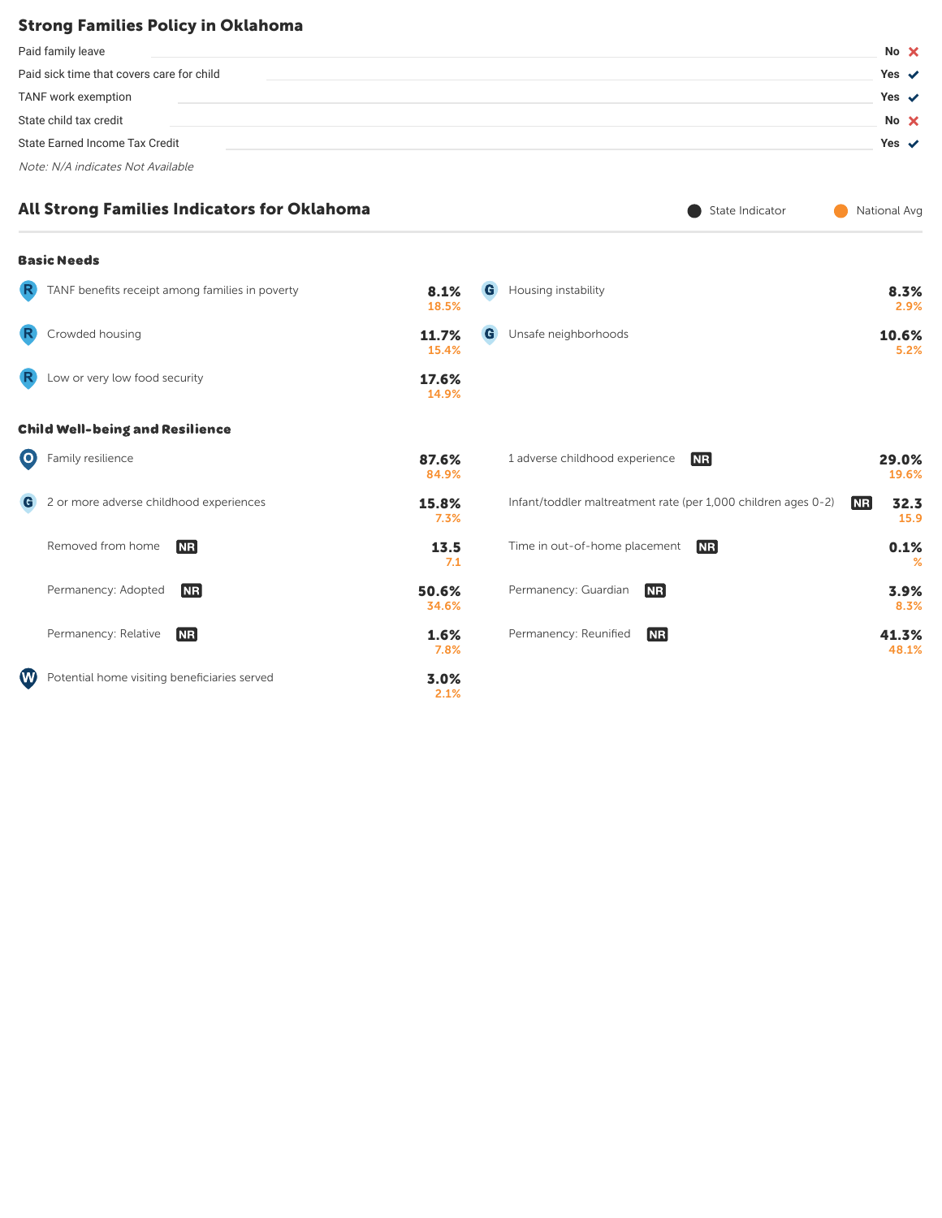## Strong Families Policy in Oklahoma

| Policy | Status |
|---|---|
| Paid family leave | No ✗ |
| Paid sick time that covers care for child | Yes ✓ |
| TANF work exemption | Yes ✓ |
| State child tax credit | No ✗ |
| State Earned Income Tax Credit | Yes ✓ |

*Note: N/A indicates Not Available*

## All Strong Families Indicators for Oklahoma

● State Indicator ● National Avg

### Basic Needs

| Indicator | State Indicator | National Avg |
|---|---|---|
| R TANF benefits receipt among families in poverty | 8.1% | 18.5% |
| R Crowded housing | 11.7% | 15.4% |
| R Low or very low food security | 17.6% | 14.9% |
| G Housing instability | 8.3% | 2.9% |
| G Unsafe neighborhoods | 10.6% | 5.2% |

### Child Well-being and Resilience

| Indicator | State Indicator | National Avg |
|---|---|---|
| O Family resilience | 87.6% | 84.9% |
| G 2 or more adverse childhood experiences | 15.8% | 7.3% |
| Removed from home NR | 13.5 | 7.1 |
| Permanency: Adopted NR | 50.6% | 34.6% |
| Permanency: Relative NR | 1.6% | 7.8% |
| W Potential home visiting beneficiaries served | 3.0% | 2.1% |
| 1 adverse childhood experience NR | 29.0% | 19.6% |
| Infant/toddler maltreatment rate (per 1,000 children ages 0-2) NR | 32.3 | 15.9 |
| Time in out-of-home placement NR | 0.1% | % |
| Permanency: Guardian NR | 3.9% | 8.3% |
| Permanency: Reunified NR | 41.3% | 48.1% |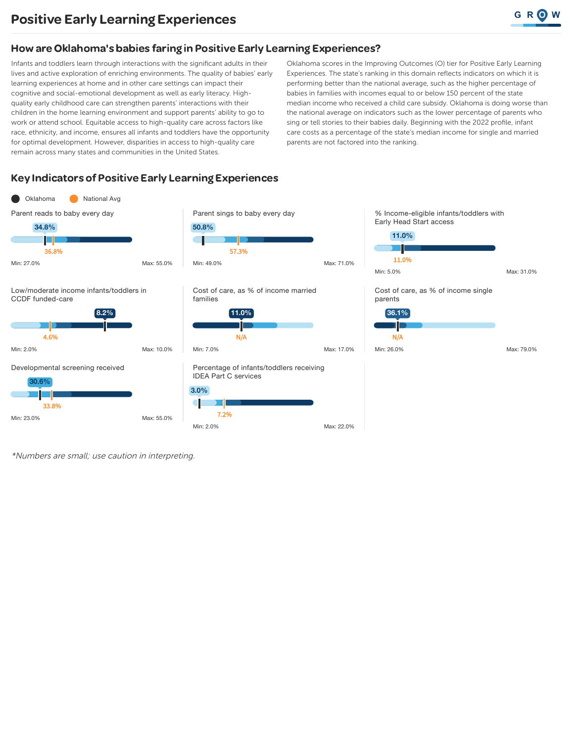# Positive Early Learning Experiences

## How are Oklahoma's babies faring in Positive Early Learning Experiences?

Infants and toddlers learn through interactions with the significant adults in their lives and active exploration of enriching environments. The quality of babies' early learning experiences at home and in other care settings can impact their cognitive and social-emotional development as well as early literacy. High-quality early childhood care can strengthen parents' interactions with their children in the home learning environment and support parents' ability to go to work or attend school. Equitable access to high-quality care across factors like race, ethnicity, and income, ensures all infants and toddlers have the opportunity for optimal development. However, disparities in access to high-quality care remain across many states and communities in the United States.

Oklahoma scores in the Improving Outcomes (O) tier for Positive Early Learning Experiences. The state's ranking in this domain reflects indicators on which it is performing better than the national average, such as the higher percentage of babies in families with incomes equal to or below 150 percent of the state median income who received a child care subsidy. Oklahoma is doing worse than the national average on indicators such as the lower percentage of parents who sing or tell stories to their babies daily. Beginning with the 2022 profile, infant care costs as a percentage of the state's median income for single and married parents are not factored into the ranking.

## Key Indicators of Positive Early Learning Experiences

| Indicator | Oklahoma | National Avg | Min | Max |
|---|---|---|---|---|
| Parent reads to baby every day | 34.8% | 36.8% | 27.0% | 55.0% |
| Parent sings to baby every day | 50.8% | 57.3% | 49.0% | 71.0% |
| % Income-eligible infants/toddlers with Early Head Start access | 11.0% | 11.0% | 5.0% | 31.0% |
| Low/moderate income infants/toddlers in CCDF funded-care | 8.2% | 4.6% | 2.0% | 10.0% |
| Cost of care, as % of income married families | 11.0% | N/A | 7.0% | 17.0% |
| Cost of care, as % of income single parents | 36.1% | N/A | 26.0% | 79.0% |
| Developmental screening received | 30.6% | 33.8% | 23.0% | 55.0% |
| Percentage of infants/toddlers receiving IDEA Part C services | 3.0% | 7.2% | 2.0% | 22.0% |

*Numbers are small; use caution in interpreting.*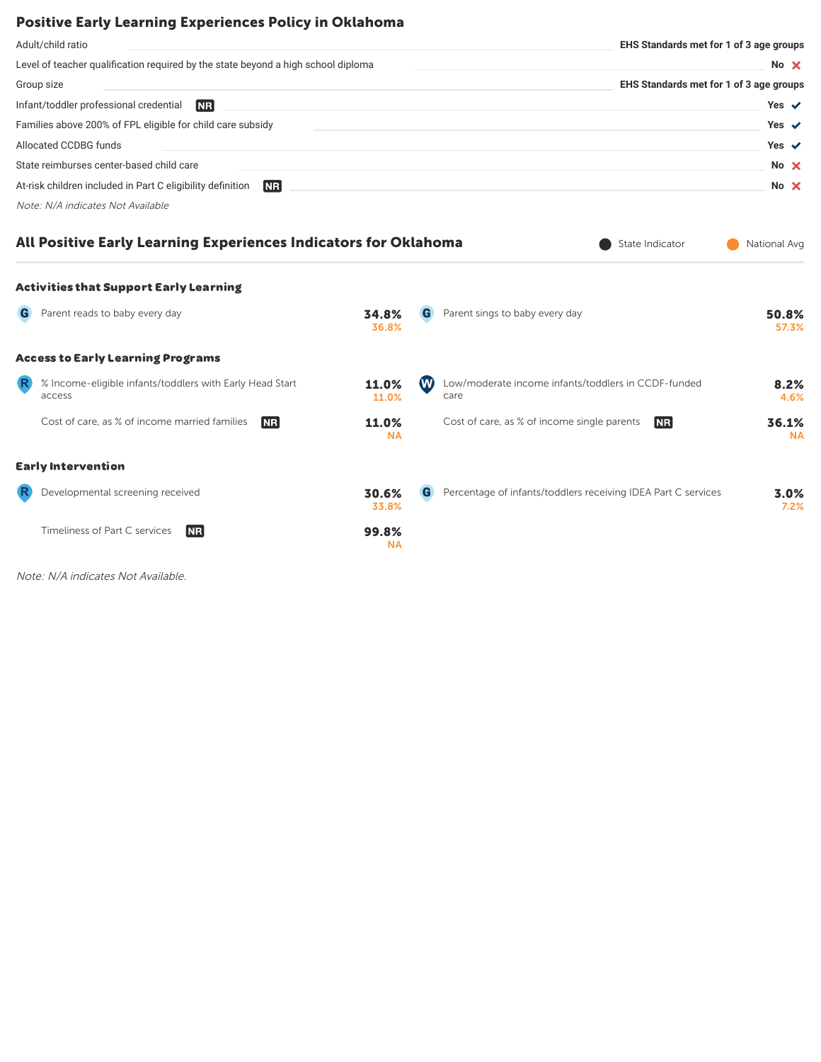## Positive Early Learning Experiences Policy in Oklahoma

| | |
|---|---|
| Adult/child ratio | EHS Standards met for 1 of 3 age groups |
| Level of teacher qualification required by the state beyond a high school diploma | No ✗ |
| Group size | EHS Standards met for 1 of 3 age groups |
| Infant/toddler professional credential NR | Yes ✓ |
| Families above 200% of FPL eligible for child care subsidy | Yes ✓ |
| Allocated CCDBG funds | Yes ✓ |
| State reimburses center-based child care | No ✗ |
| At-risk children included in Part C eligibility definition NR | No ✗ |

*Note: N/A indicates Not Available*

## All Positive Early Learning Experiences Indicators for Oklahoma

State Indicator | National Avg

### Activities that Support Early Learning

| Indicator | | State Indicator | National Avg |
|---|---|---|---|
| Parent reads to baby every day | G | 34.8% | 36.8% |
| Parent sings to baby every day | G | 50.8% | 57.3% |

### Access to Early Learning Programs

| Indicator | | State Indicator | National Avg |
|---|---|---|---|
| % Income-eligible infants/toddlers with Early Head Start access | R | 11.0% | 11.0% |
| Low/moderate income infants/toddlers in CCDF-funded care | W | 8.2% | 4.6% |
| Cost of care, as % of income married families NR | | 11.0% | NA |
| Cost of care, as % of income single parents NR | | 36.1% | NA |

### Early Intervention

| Indicator | | State Indicator | National Avg |
|---|---|---|---|
| Developmental screening received | R | 30.6% | 33.8% |
| Percentage of infants/toddlers receiving IDEA Part C services | G | 3.0% | 7.2% |
| Timeliness of Part C services NR | | 99.8% | NA |

*Note: N/A indicates Not Available.*